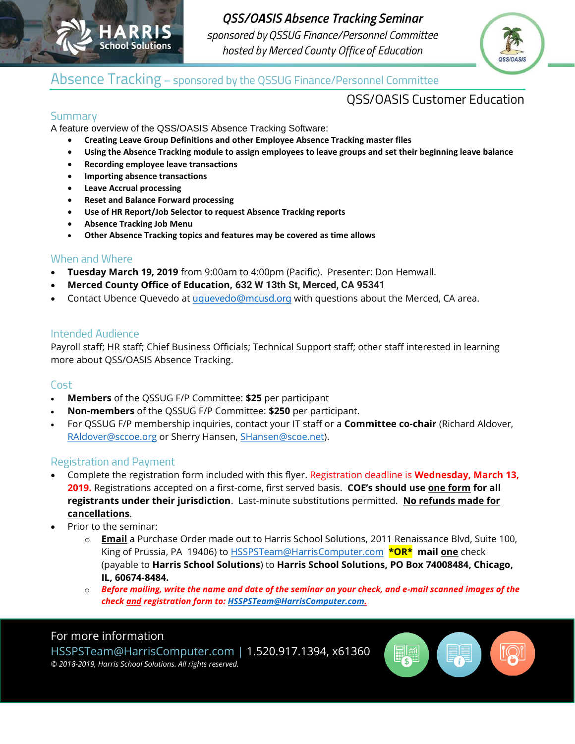# QSS/OASIS Absence Tracking Seminar

*sponsored by QSSUG Finance/Personnel Committee*
*hosted by Merced County Office of Education*

## Absence Tracking – sponsored by the QSSUG Finance/Personnel Committee

QSS/OASIS Customer Education

### Summary

A feature overview of the QSS/OASIS Absence Tracking Software:

- **Creating Leave Group Definitions and other Employee Absence Tracking master files**
- **Using the Absence Tracking module to assign employees to leave groups and set their beginning leave balance**
- **Recording employee leave transactions**
- **Importing absence transactions**
- **Leave Accrual processing**
- **Reset and Balance Forward processing**
- **Use of HR Report/Job Selector to request Absence Tracking reports**
- **Absence Tracking Job Menu**
- **Other Absence Tracking topics and features may be covered as time allows**

### When and Where

- **Tuesday March 19, 2019** from 9:00am to 4:00pm (Pacific). Presenter: Don Hemwall.
- **Merced County Office of Education, 632 W 13th St, Merced, CA 95341**
- Contact Ubence Quevedo at uquevedo@mcusd.org with questions about the Merced, CA area.

### Intended Audience

Payroll staff; HR staff; Chief Business Officials; Technical Support staff; other staff interested in learning more about QSS/OASIS Absence Tracking.

### Cost

- **Members** of the QSSUG F/P Committee: **$25** per participant
- **Non-members** of the QSSUG F/P Committee: **$250** per participant.
- For QSSUG F/P membership inquiries, contact your IT staff or a **Committee co-chair** (Richard Aldover, RAldover@sccoe.org or Sherry Hansen, SHansen@scoe.net).

### Registration and Payment

- Complete the registration form included with this flyer. Registration deadline is **Wednesday, March 13, 2019.** Registrations accepted on a first-come, first served basis. **COE's should use one form for all registrants under their jurisdiction**. Last-minute substitutions permitted. **No refunds made for cancellations**.
- Prior to the seminar:
  - **Email** a Purchase Order made out to Harris School Solutions, 2011 Renaissance Blvd, Suite 100, King of Prussia, PA 19406) to HSSPSTeam@HarrisComputer.com **\*OR\*** **mail** **one** check (payable to **Harris School Solutions**) to **Harris School Solutions, PO Box 74008484, Chicago, IL, 60674-8484.**
  - ***Before mailing, write the name and date of the seminar on your check, and e-mail scanned images of the check and registration form to: HSSPSTeam@HarrisComputer.com.***

For more information

HSSPSTeam@HarrisComputer.com | 1.520.917.1394, x61360

*© 2018-2019, Harris School Solutions. All rights reserved.*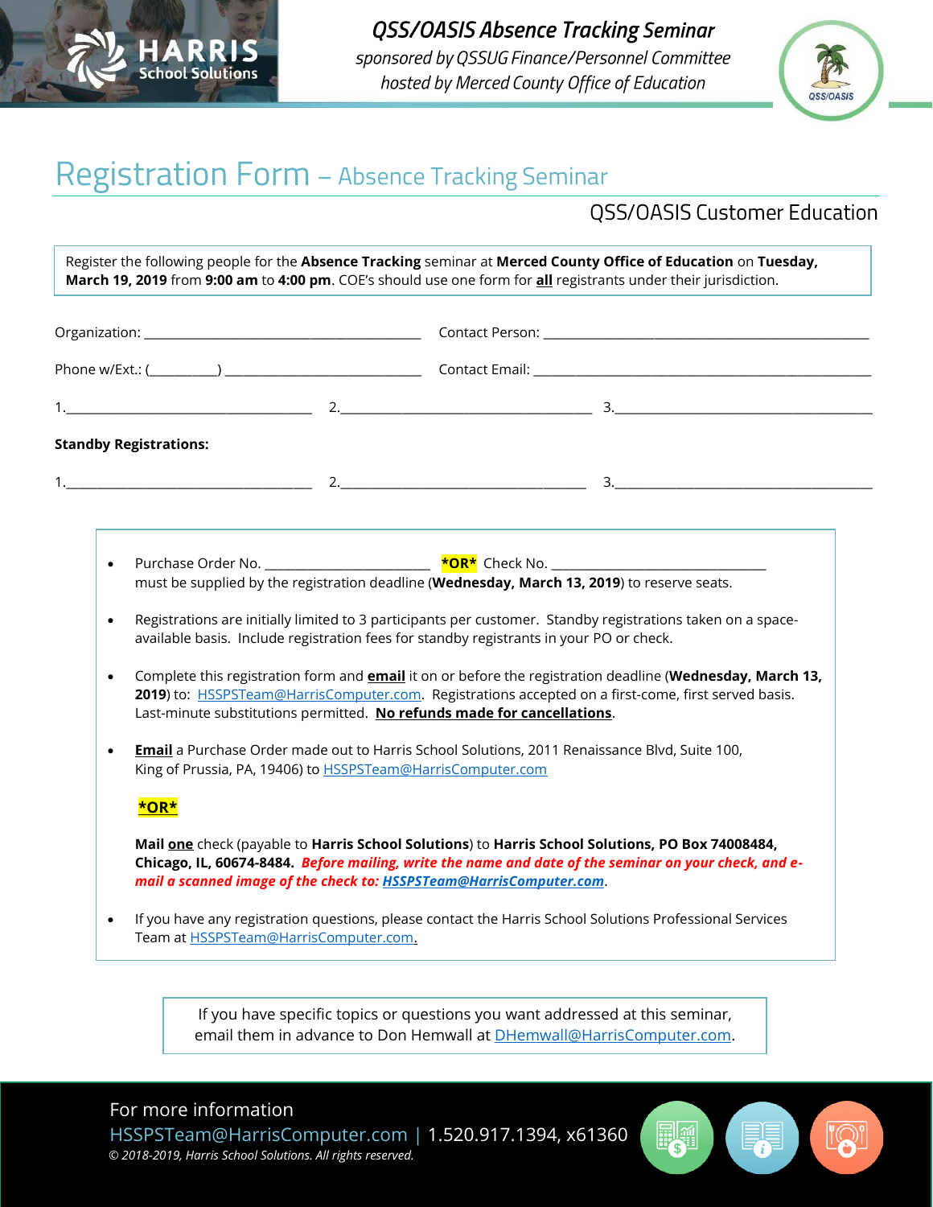*QSS/OASIS Absence Tracking Seminar*
*sponsored by QSSUG Finance/Personnel Committee*
*hosted by Merced County Office of Education*

# Registration Form – Absence Tracking Seminar

QSS/OASIS Customer Education

Register the following people for the **Absence Tracking** seminar at **Merced County Office of Education** on **Tuesday, March 19, 2019** from **9:00 am** to **4:00 pm**. COE's should use one form for **all** registrants under their jurisdiction.

Organization: ________________________________ Contact Person: ________________________________

Phone w/Ext.: (_________) ________________________ Contact Email: ________________________________

1.______________________________ 2.______________________________ 3.______________________________

**Standby Registrations:**

1.______________________________ 2.______________________________ 3.______________________________

- Purchase Order No. ______________________ ***OR*** Check No. ____________________________
  must be supplied by the registration deadline (**Wednesday, March 13, 2019**) to reserve seats.

- Registrations are initially limited to 3 participants per customer. Standby registrations taken on a space-available basis. Include registration fees for standby registrants in your PO or check.

- Complete this registration form and **email** it on or before the registration deadline (**Wednesday, March 13, 2019**) to: HSSPSTeam@HarrisComputer.com. Registrations accepted on a first-come, first served basis. Last-minute substitutions permitted. **No refunds made for cancellations**.

- **Email** a Purchase Order made out to Harris School Solutions, 2011 Renaissance Blvd, Suite 100, King of Prussia, PA, 19406) to HSSPSTeam@HarrisComputer.com

  ***OR***

  **Mail one** check (payable to **Harris School Solutions**) to **Harris School Solutions, PO Box 74008484, Chicago, IL, 60674-8484.** ***Before mailing, write the name and date of the seminar on your check, and e-mail a scanned image of the check to: HSSPSTeam@HarrisComputer.com***.

- If you have any registration questions, please contact the Harris School Solutions Professional Services Team at HSSPSTeam@HarrisComputer.com.

If you have specific topics or questions you want addressed at this seminar, email them in advance to Don Hemwall at DHemwall@HarrisComputer.com.

For more information
HSSPSTeam@HarrisComputer.com | 1.520.917.1394, x61360
*© 2018-2019, Harris School Solutions. All rights reserved.*